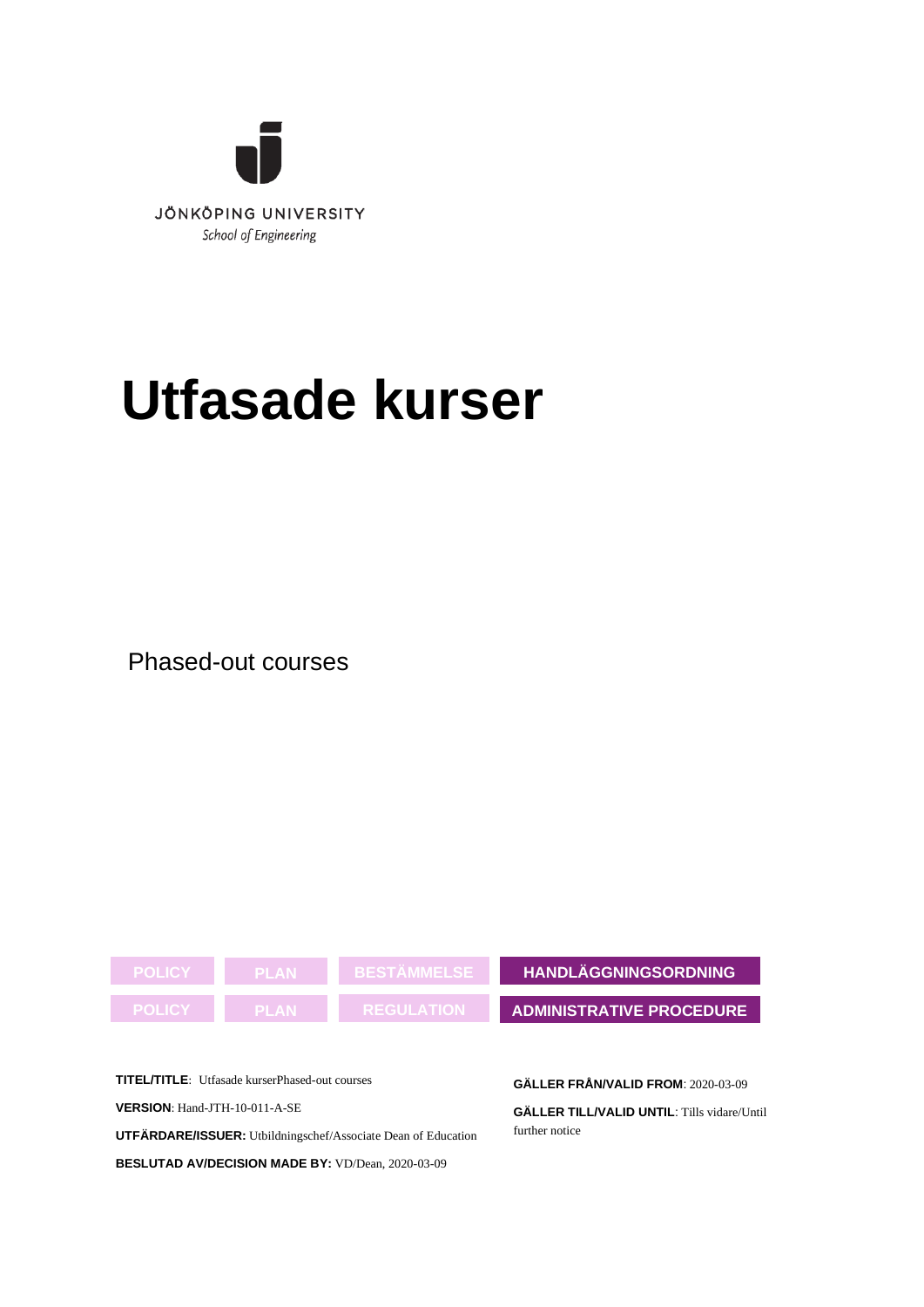JÖNKÖPING UNIVERSITY
*School of Engineering*

# Utfasade kurser

Phased-out courses

| POLICY | PLAN | BESTÄMMELSE | **HANDLÄGGNINGSORDNING** |
| --- | --- | --- | --- |
| POLICY | PLAN | REGULATION | **ADMINISTRATIVE PROCEDURE** |

**TITEL/TITLE**: Utfasade kurserPhased-out courses

**VERSION**: Hand-JTH-10-011-A-SE

**UTFÄRDARE/ISSUER:** Utbildningschef/Associate Dean of Education

**BESLUTAD AV/DECISION MADE BY:** VD/Dean, 2020-03-09

**GÄLLER FRÅN/VALID FROM**: 2020-03-09

**GÄLLER TILL/VALID UNTIL**: Tills vidare/Until further notice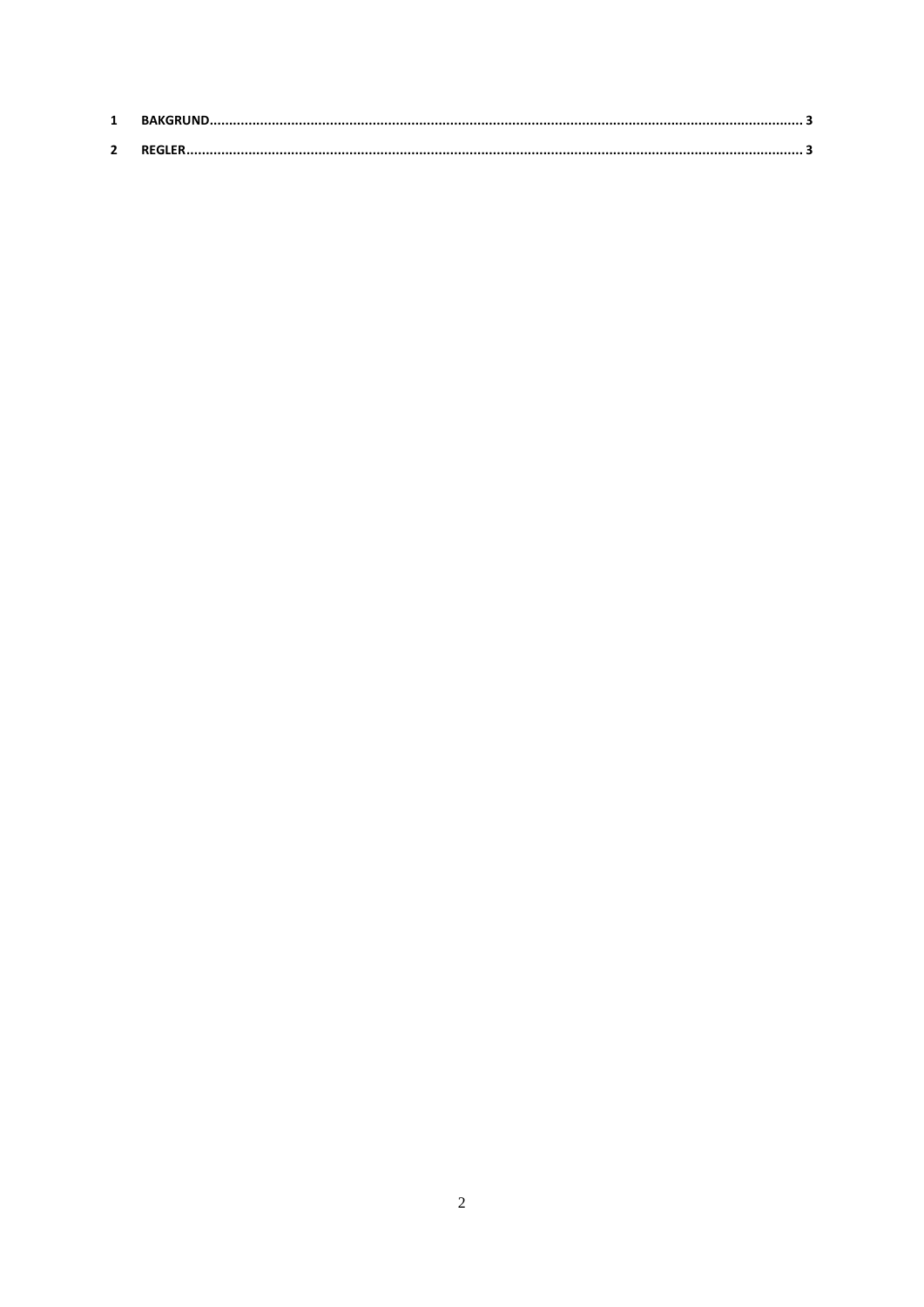1 **BAKGRUND** ........................................................................................................................................................ **3**

2 **REGLER** ............................................................................................................................................................. **3**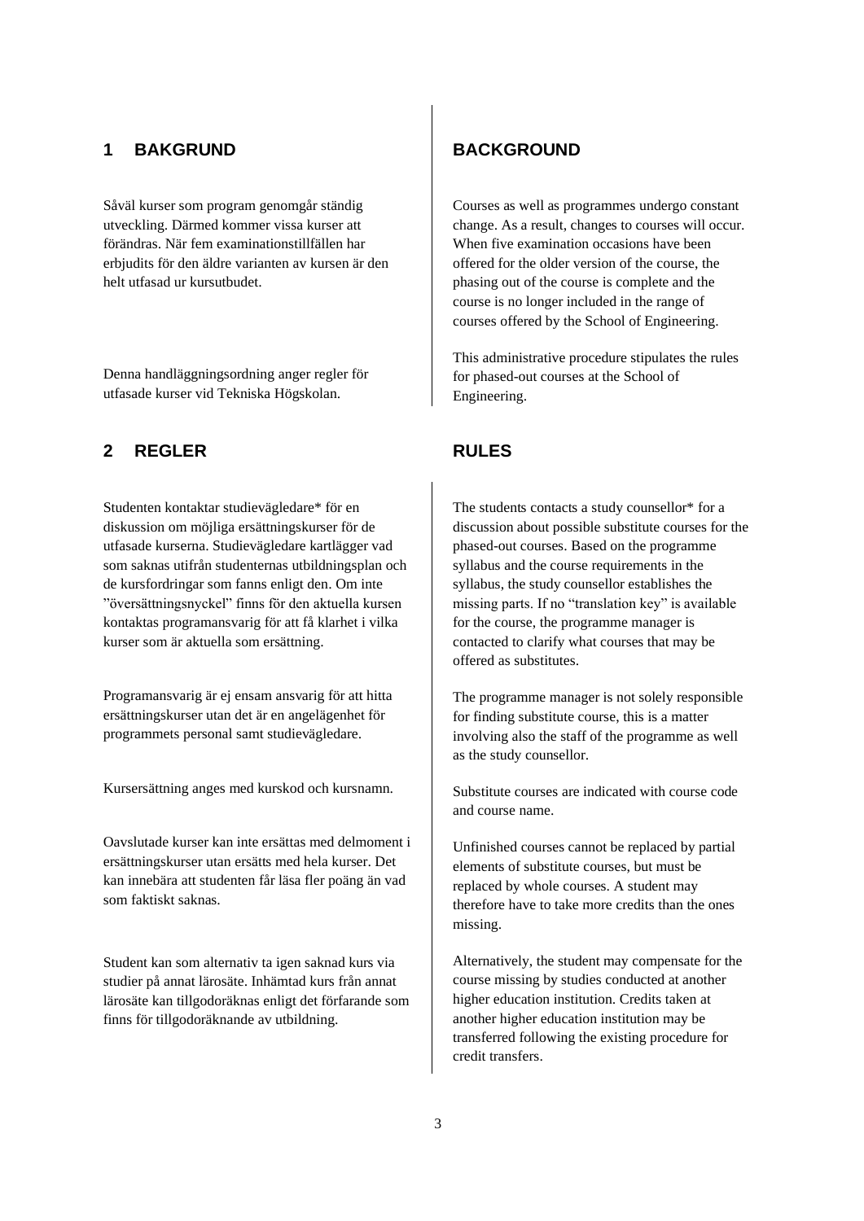## 1 BAKGRUND

Såväl kurser som program genomgår ständig utveckling. Därmed kommer vissa kurser att förändras. När fem examinationstillfällen har erbjudits för den äldre varianten av kursen är den helt utfasad ur kursutbudet.

Denna handläggningsordning anger regler för utfasade kurser vid Tekniska Högskolan.

## BACKGROUND

Courses as well as programmes undergo constant change. As a result, changes to courses will occur. When five examination occasions have been offered for the older version of the course, the phasing out of the course is complete and the course is no longer included in the range of courses offered by the School of Engineering.

This administrative procedure stipulates the rules for phased-out courses at the School of Engineering.

## 2 REGLER

Studenten kontaktar studievägledare* för en diskussion om möjliga ersättningskurser för de utfasade kurserna. Studievägledare kartlägger vad som saknas utifrån studenternas utbildningsplan och de kursfordringar som fanns enligt den. Om inte "översättningsnyckel" finns för den aktuella kursen kontaktas programansvarig för att få klarhet i vilka kurser som är aktuella som ersättning.

Programansvarig är ej ensam ansvarig för att hitta ersättningskurser utan det är en angelägenhet för programmets personal samt studievägledare.

Kursersättning anges med kurskod och kursnamn.

Oavslutade kurser kan inte ersättas med delmoment i ersättningskurser utan ersätts med hela kurser. Det kan innebära att studenten får läsa fler poäng än vad som faktiskt saknas.

Student kan som alternativ ta igen saknad kurs via studier på annat lärosäte. Inhämtad kurs från annat lärosäte kan tillgodoräknas enligt det förfarande som finns för tillgodoräknande av utbildning.

## RULES

The students contacts a study counsellor* for a discussion about possible substitute courses for the phased-out courses. Based on the programme syllabus and the course requirements in the syllabus, the study counsellor establishes the missing parts. If no "translation key" is available for the course, the programme manager is contacted to clarify what courses that may be offered as substitutes.

The programme manager is not solely responsible for finding substitute course, this is a matter involving also the staff of the programme as well as the study counsellor.

Substitute courses are indicated with course code and course name.

Unfinished courses cannot be replaced by partial elements of substitute courses, but must be replaced by whole courses. A student may therefore have to take more credits than the ones missing.

Alternatively, the student may compensate for the course missing by studies conducted at another higher education institution. Credits taken at another higher education institution may be transferred following the existing procedure for credit transfers.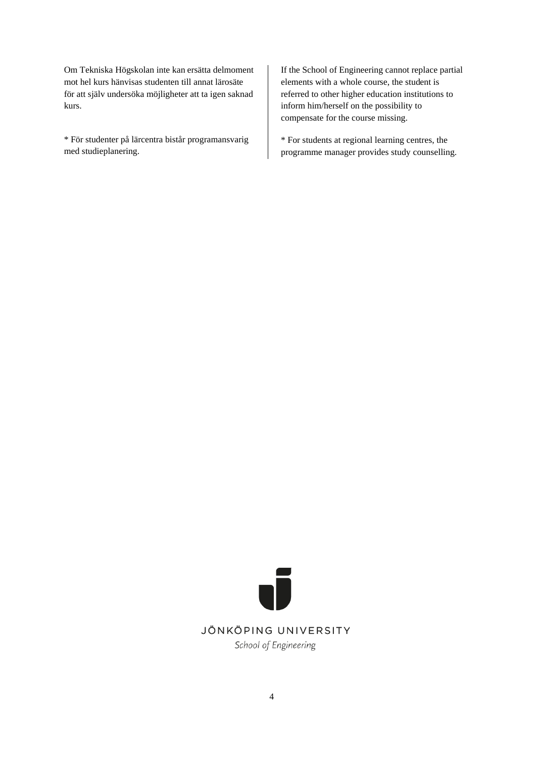Om Tekniska Högskolan inte kan ersätta delmoment mot hel kurs hänvisas studenten till annat lärosäte för att själv undersöka möjligheter att ta igen saknad kurs.

* För studenter på lärcentra bistår programansvarig med studieplanering.

If the School of Engineering cannot replace partial elements with a whole course, the student is referred to other higher education institutions to inform him/herself on the possibility to compensate for the course missing.

* For students at regional learning centres, the programme manager provides study counselling.

JÖNKÖPING UNIVERSITY

*School of Engineering*